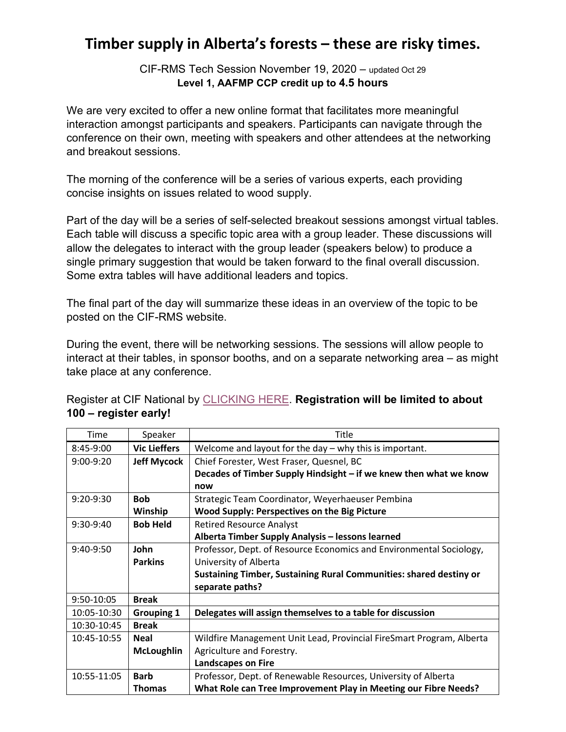# Timber supply in Alberta's forests – these are risky times.

CIF-RMS Tech Session November 19, 2020 – updated Oct 29
**Level 1, AAFMP CCP credit up to 4.5 hours**

We are very excited to offer a new online format that facilitates more meaningful interaction amongst participants and speakers. Participants can navigate through the conference on their own, meeting with speakers and other attendees at the networking and breakout sessions.

The morning of the conference will be a series of various experts, each providing concise insights on issues related to wood supply.

Part of the day will be a series of self-selected breakout sessions amongst virtual tables. Each table will discuss a specific topic area with a group leader. These discussions will allow the delegates to interact with the group leader (speakers below) to produce a single primary suggestion that would be taken forward to the final overall discussion. Some extra tables will have additional leaders and topics.

The final part of the day will summarize these ideas in an overview of the topic to be posted on the CIF-RMS website.

During the event, there will be networking sessions. The sessions will allow people to interact at their tables, in sponsor booths, and on a separate networking area – as might take place at any conference.

Register at CIF National by CLICKING HERE. **Registration will be limited to about 100 – register early!**

| Time | Speaker | Title |
|---|---|---|
| 8:45-9:00 | **Vic Lieffers** | Welcome and layout for the day – why this is important. |
| 9:00-9:20 | **Jeff Mycock** | Chief Forester, West Fraser, Quesnel, BC<br>**Decades of Timber Supply Hindsight – if we knew then what we know now** |
| 9:20-9:30 | **Bob Winship** | Strategic Team Coordinator, Weyerhaeuser Pembina<br>**Wood Supply: Perspectives on the Big Picture** |
| 9:30-9:40 | **Bob Held** | Retired Resource Analyst<br>**Alberta Timber Supply Analysis – lessons learned** |
| 9:40-9:50 | **John Parkins** | Professor, Dept. of Resource Economics and Environmental Sociology, University of Alberta<br>**Sustaining Timber, Sustaining Rural Communities: shared destiny or separate paths?** |
| 9:50-10:05 | **Break** | |
| 10:05-10:30 | **Grouping 1** | **Delegates will assign themselves to a table for discussion** |
| 10:30-10:45 | **Break** | |
| 10:45-10:55 | **Neal McLoughlin** | Wildfire Management Unit Lead, Provincial FireSmart Program, Alberta Agriculture and Forestry.<br>**Landscapes on Fire** |
| 10:55-11:05 | **Barb Thomas** | Professor, Dept. of Renewable Resources, University of Alberta<br>**What Role can Tree Improvement Play in Meeting our Fibre Needs?** |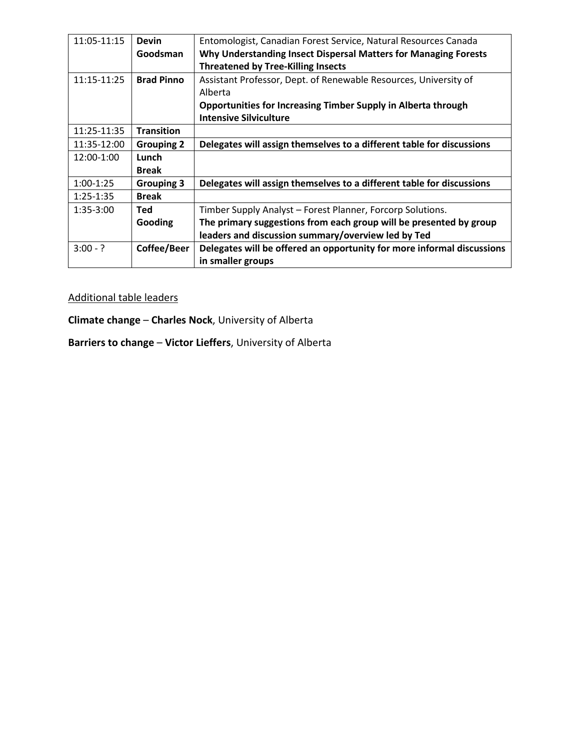| | | |
|---|---|---|
| 11:05-11:15 | **Devin Goodsman** | Entomologist, Canadian Forest Service, Natural Resources Canada<br>**Why Understanding Insect Dispersal Matters for Managing Forests Threatened by Tree-Killing Insects** |
| 11:15-11:25 | **Brad Pinno** | Assistant Professor, Dept. of Renewable Resources, University of Alberta<br>**Opportunities for Increasing Timber Supply in Alberta through Intensive Silviculture** |
| 11:25-11:35 | **Transition** | |
| 11:35-12:00 | **Grouping 2** | **Delegates will assign themselves to a different table for discussions** |
| 12:00-1:00 | **Lunch Break** | |
| 1:00-1:25 | **Grouping 3** | **Delegates will assign themselves to a different table for discussions** |
| 1:25-1:35 | **Break** | |
| 1:35-3:00 | **Ted Gooding** | Timber Supply Analyst – Forest Planner, Forcorp Solutions.<br>**The primary suggestions from each group will be presented by group leaders and discussion summary/overview led by Ted** |
| 3:00 - ? | **Coffee/Beer** | **Delegates will be offered an opportunity for more informal discussions in smaller groups** |

Additional table leaders

**Climate change** – **Charles Nock**, University of Alberta

**Barriers to change** – **Victor Lieffers**, University of Alberta